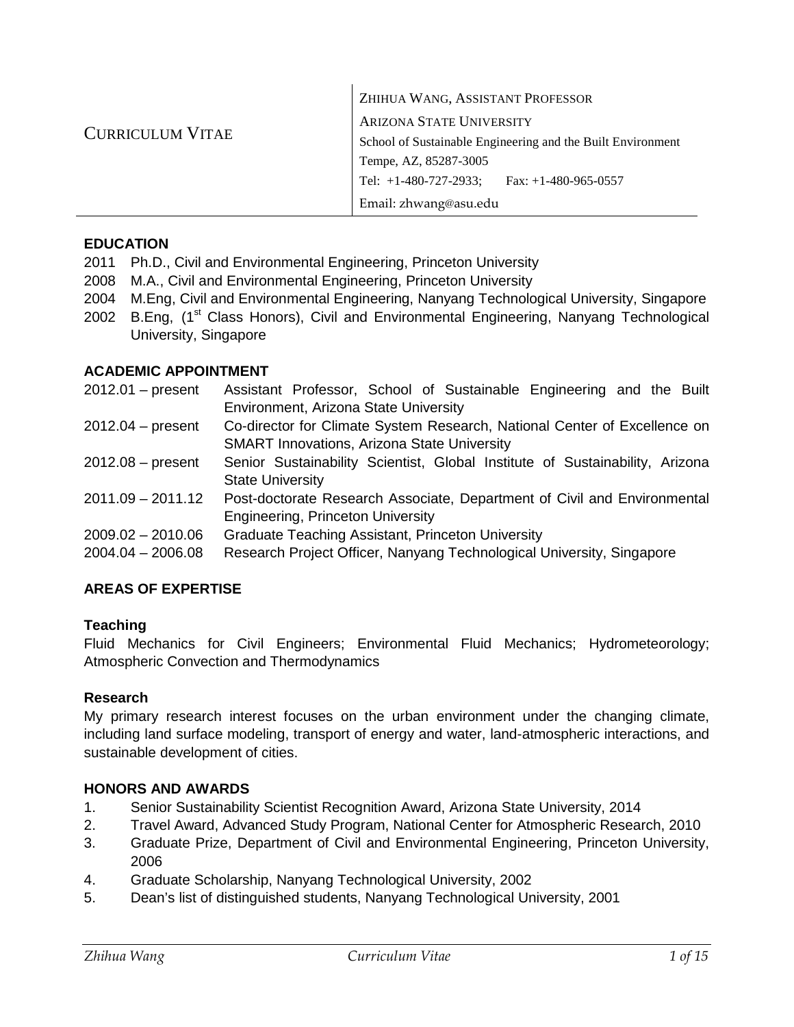# CURRICULUM VITAE

ZHIHUA WANG, ASSISTANT PROFESSOR
ARIZONA STATE UNIVERSITY
School of Sustainable Engineering and the Built Environment
Tempe, AZ, 85287-3005
Tel: +1-480-727-2933; Fax: +1-480-965-0557
Email: zhwang@asu.edu

## EDUCATION

2011 Ph.D., Civil and Environmental Engineering, Princeton University
2008 M.A., Civil and Environmental Engineering, Princeton University
2004 M.Eng, Civil and Environmental Engineering, Nanyang Technological University, Singapore
2002 B.Eng, (1st Class Honors), Civil and Environmental Engineering, Nanyang Technological University, Singapore

## ACADEMIC APPOINTMENT

| | |
|---|---|
| 2012.01 – present | Assistant Professor, School of Sustainable Engineering and the Built Environment, Arizona State University |
| 2012.04 – present | Co-director for Climate System Research, National Center of Excellence on SMART Innovations, Arizona State University |
| 2012.08 – present | Senior Sustainability Scientist, Global Institute of Sustainability, Arizona State University |
| 2011.09 – 2011.12 | Post-doctorate Research Associate, Department of Civil and Environmental Engineering, Princeton University |
| 2009.02 – 2010.06 | Graduate Teaching Assistant, Princeton University |
| 2004.04 – 2006.08 | Research Project Officer, Nanyang Technological University, Singapore |

## AREAS OF EXPERTISE

### Teaching

Fluid Mechanics for Civil Engineers; Environmental Fluid Mechanics; Hydrometeorology; Atmospheric Convection and Thermodynamics

### Research

My primary research interest focuses on the urban environment under the changing climate, including land surface modeling, transport of energy and water, land-atmospheric interactions, and sustainable development of cities.

## HONORS AND AWARDS

1. Senior Sustainability Scientist Recognition Award, Arizona State University, 2014
2. Travel Award, Advanced Study Program, National Center for Atmospheric Research, 2010
3. Graduate Prize, Department of Civil and Environmental Engineering, Princeton University, 2006
4. Graduate Scholarship, Nanyang Technological University, 2002
5. Dean's list of distinguished students, Nanyang Technological University, 2001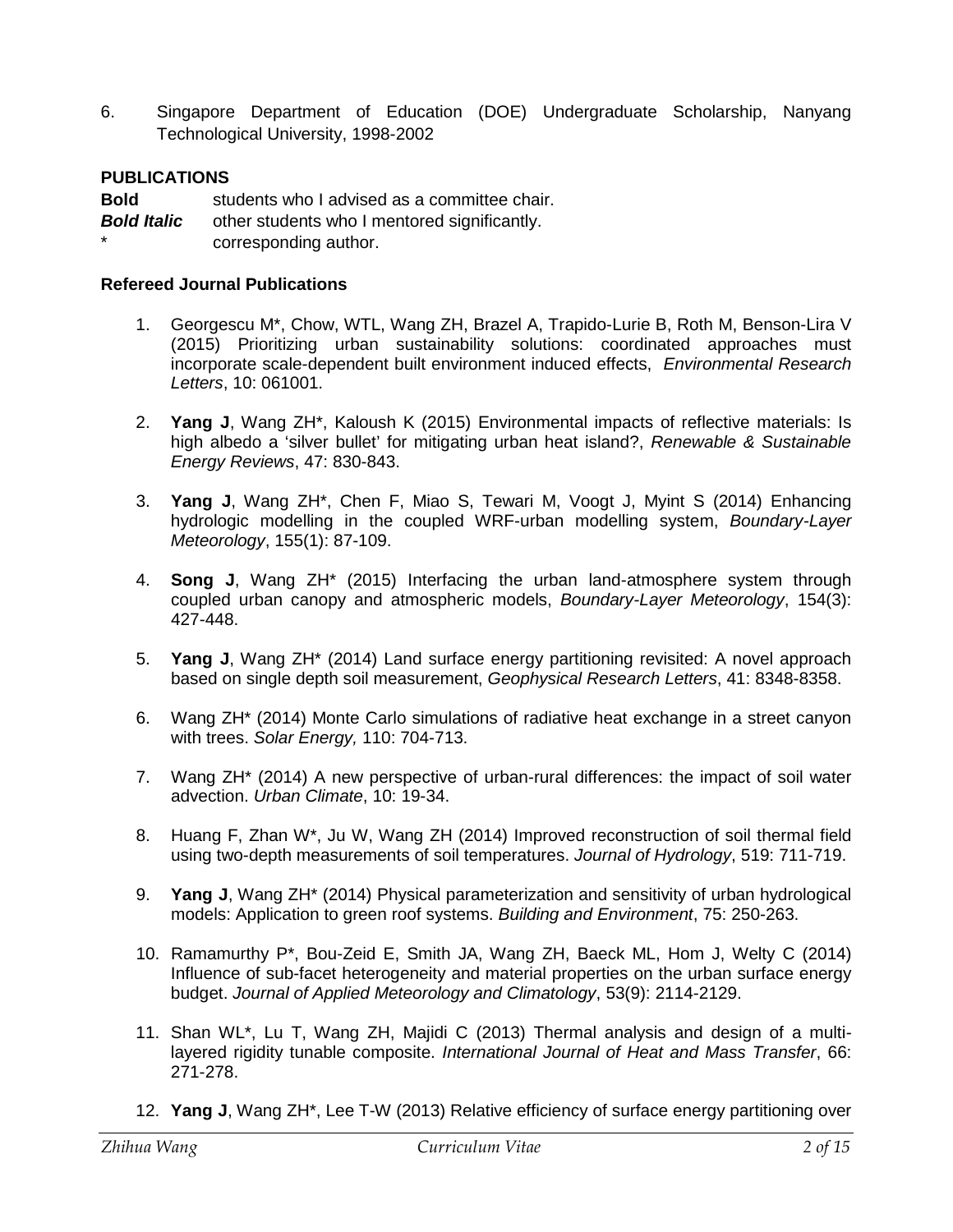6. Singapore Department of Education (DOE) Undergraduate Scholarship, Nanyang Technological University, 1998-2002

**PUBLICATIONS**

**Bold** students who I advised as a committee chair.
***Bold Italic*** other students who I mentored significantly.
\* corresponding author.

**Refereed Journal Publications**

1. Georgescu M*, Chow, WTL, Wang ZH, Brazel A, Trapido-Lurie B, Roth M, Benson-Lira V (2015) Prioritizing urban sustainability solutions: coordinated approaches must incorporate scale-dependent built environment induced effects, *Environmental Research Letters*, 10: 061001.

2. **Yang J**, Wang ZH*, Kaloush K (2015) Environmental impacts of reflective materials: Is high albedo a 'silver bullet' for mitigating urban heat island?, *Renewable & Sustainable Energy Reviews*, 47: 830-843.

3. **Yang J**, Wang ZH*, Chen F, Miao S, Tewari M, Voogt J, Myint S (2014) Enhancing hydrologic modelling in the coupled WRF-urban modelling system, *Boundary-Layer Meteorology*, 155(1): 87-109.

4. **Song J**, Wang ZH* (2015) Interfacing the urban land-atmosphere system through coupled urban canopy and atmospheric models, *Boundary-Layer Meteorology*, 154(3): 427-448.

5. **Yang J**, Wang ZH* (2014) Land surface energy partitioning revisited: A novel approach based on single depth soil measurement, *Geophysical Research Letters*, 41: 8348-8358.

6. Wang ZH* (2014) Monte Carlo simulations of radiative heat exchange in a street canyon with trees. *Solar Energy,* 110: 704-713.

7. Wang ZH* (2014) A new perspective of urban-rural differences: the impact of soil water advection. *Urban Climate*, 10: 19-34.

8. Huang F, Zhan W*, Ju W, Wang ZH (2014) Improved reconstruction of soil thermal field using two-depth measurements of soil temperatures. *Journal of Hydrology*, 519: 711-719.

9. **Yang J**, Wang ZH* (2014) Physical parameterization and sensitivity of urban hydrological models: Application to green roof systems. *Building and Environment*, 75: 250-263.

10. Ramamurthy P*, Bou-Zeid E, Smith JA, Wang ZH, Baeck ML, Hom J, Welty C (2014) Influence of sub-facet heterogeneity and material properties on the urban surface energy budget. *Journal of Applied Meteorology and Climatology*, 53(9): 2114-2129.

11. Shan WL*, Lu T, Wang ZH, Majidi C (2013) Thermal analysis and design of a multi-layered rigidity tunable composite. *International Journal of Heat and Mass Transfer*, 66: 271-278.

12. **Yang J**, Wang ZH*, Lee T-W (2013) Relative efficiency of surface energy partitioning over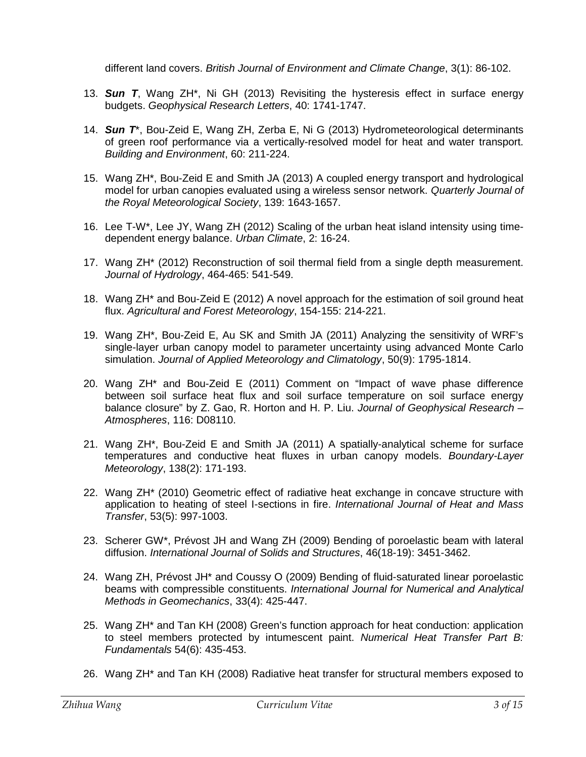different land covers. *British Journal of Environment and Climate Change*, 3(1): 86-102.

13. ***Sun T***, Wang ZH*, Ni GH (2013) Revisiting the hysteresis effect in surface energy budgets. *Geophysical Research Letters*, 40: 1741-1747.

14. ***Sun T****, Bou-Zeid E, Wang ZH, Zerba E, Ni G (2013) Hydrometeorological determinants of green roof performance via a vertically-resolved model for heat and water transport. *Building and Environment*, 60: 211-224.

15. Wang ZH*, Bou-Zeid E and Smith JA (2013) A coupled energy transport and hydrological model for urban canopies evaluated using a wireless sensor network. *Quarterly Journal of the Royal Meteorological Society*, 139: 1643-1657.

16. Lee T-W*, Lee JY, Wang ZH (2012) Scaling of the urban heat island intensity using time-dependent energy balance. *Urban Climate*, 2: 16-24.

17. Wang ZH* (2012) Reconstruction of soil thermal field from a single depth measurement. *Journal of Hydrology*, 464-465: 541-549.

18. Wang ZH* and Bou-Zeid E (2012) A novel approach for the estimation of soil ground heat flux. *Agricultural and Forest Meteorology*, 154-155: 214-221.

19. Wang ZH*, Bou-Zeid E, Au SK and Smith JA (2011) Analyzing the sensitivity of WRF's single-layer urban canopy model to parameter uncertainty using advanced Monte Carlo simulation. *Journal of Applied Meteorology and Climatology*, 50(9): 1795-1814.

20. Wang ZH* and Bou-Zeid E (2011) Comment on "Impact of wave phase difference between soil surface heat flux and soil surface temperature on soil surface energy balance closure" by Z. Gao, R. Horton and H. P. Liu. *Journal of Geophysical Research – Atmospheres*, 116: D08110.

21. Wang ZH*, Bou-Zeid E and Smith JA (2011) A spatially-analytical scheme for surface temperatures and conductive heat fluxes in urban canopy models. *Boundary-Layer Meteorology*, 138(2): 171-193.

22. Wang ZH* (2010) Geometric effect of radiative heat exchange in concave structure with application to heating of steel I-sections in fire. *International Journal of Heat and Mass Transfer*, 53(5): 997-1003.

23. Scherer GW*, Prévost JH and Wang ZH (2009) Bending of poroelastic beam with lateral diffusion. *International Journal of Solids and Structures*, 46(18-19): 3451-3462.

24. Wang ZH, Prévost JH* and Coussy O (2009) Bending of fluid-saturated linear poroelastic beams with compressible constituents. *International Journal for Numerical and Analytical Methods in Geomechanics*, 33(4): 425-447.

25. Wang ZH* and Tan KH (2008) Green's function approach for heat conduction: application to steel members protected by intumescent paint. *Numerical Heat Transfer Part B: Fundamentals* 54(6): 435-453.

26. Wang ZH* and Tan KH (2008) Radiative heat transfer for structural members exposed to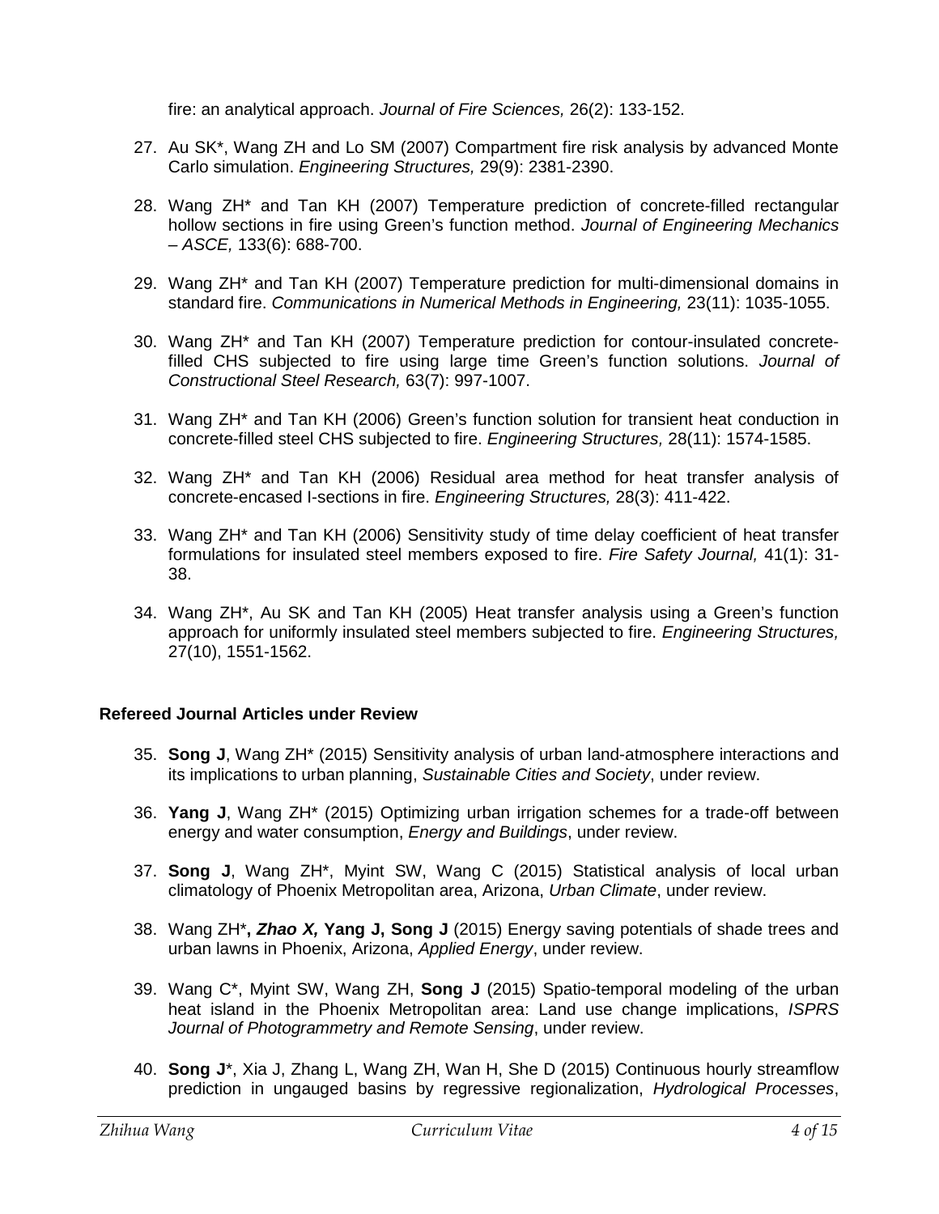fire: an analytical approach. *Journal of Fire Sciences,* 26(2): 133-152.

27. Au SK*, Wang ZH and Lo SM (2007) Compartment fire risk analysis by advanced Monte Carlo simulation. *Engineering Structures,* 29(9): 2381-2390.

28. Wang ZH* and Tan KH (2007) Temperature prediction of concrete-filled rectangular hollow sections in fire using Green's function method. *Journal of Engineering Mechanics – ASCE,* 133(6): 688-700.

29. Wang ZH* and Tan KH (2007) Temperature prediction for multi-dimensional domains in standard fire. *Communications in Numerical Methods in Engineering,* 23(11): 1035-1055.

30. Wang ZH* and Tan KH (2007) Temperature prediction for contour-insulated concrete-filled CHS subjected to fire using large time Green's function solutions. *Journal of Constructional Steel Research,* 63(7): 997-1007.

31. Wang ZH* and Tan KH (2006) Green's function solution for transient heat conduction in concrete-filled steel CHS subjected to fire. *Engineering Structures,* 28(11): 1574-1585.

32. Wang ZH* and Tan KH (2006) Residual area method for heat transfer analysis of concrete-encased I-sections in fire. *Engineering Structures,* 28(3): 411-422.

33. Wang ZH* and Tan KH (2006) Sensitivity study of time delay coefficient of heat transfer formulations for insulated steel members exposed to fire. *Fire Safety Journal,* 41(1): 31-38.

34. Wang ZH*, Au SK and Tan KH (2005) Heat transfer analysis using a Green's function approach for uniformly insulated steel members subjected to fire. *Engineering Structures,* 27(10), 1551-1562.

### Refereed Journal Articles under Review

35. **Song J**, Wang ZH* (2015) Sensitivity analysis of urban land-atmosphere interactions and its implications to urban planning, *Sustainable Cities and Society*, under review.

36. **Yang J**, Wang ZH* (2015) Optimizing urban irrigation schemes for a trade-off between energy and water consumption, *Energy and Buildings*, under review.

37. **Song J**, Wang ZH*, Myint SW, Wang C (2015) Statistical analysis of local urban climatology of Phoenix Metropolitan area, Arizona, *Urban Climate*, under review.

38. Wang ZH***, *Zhao X,* Yang J, Song J** (2015) Energy saving potentials of shade trees and urban lawns in Phoenix, Arizona, *Applied Energy*, under review.

39. Wang C*, Myint SW, Wang ZH, **Song J** (2015) Spatio-temporal modeling of the urban heat island in the Phoenix Metropolitan area: Land use change implications, *ISPRS Journal of Photogrammetry and Remote Sensing*, under review.

40. **Song J***, Xia J, Zhang L, Wang ZH, Wan H, She D (2015) Continuous hourly streamflow prediction in ungauged basins by regressive regionalization, *Hydrological Processes*,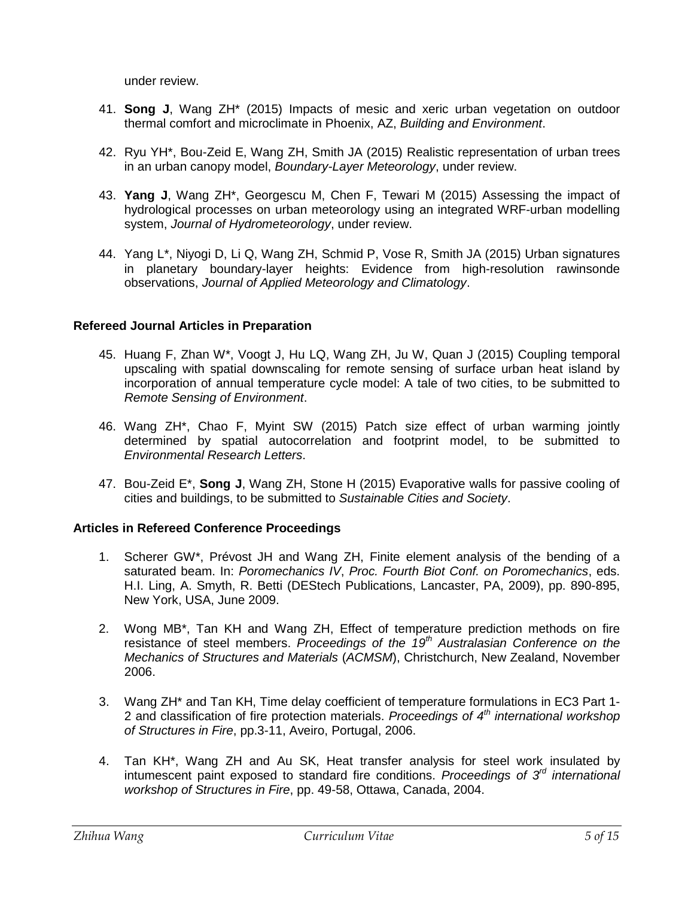under review.

41. **Song J**, Wang ZH* (2015) Impacts of mesic and xeric urban vegetation on outdoor thermal comfort and microclimate in Phoenix, AZ, *Building and Environment*.

42. Ryu YH*, Bou-Zeid E, Wang ZH, Smith JA (2015) Realistic representation of urban trees in an urban canopy model, *Boundary-Layer Meteorology*, under review.

43. **Yang J**, Wang ZH*, Georgescu M, Chen F, Tewari M (2015) Assessing the impact of hydrological processes on urban meteorology using an integrated WRF-urban modelling system, *Journal of Hydrometeorology*, under review.

44. Yang L*, Niyogi D, Li Q, Wang ZH, Schmid P, Vose R, Smith JA (2015) Urban signatures in planetary boundary-layer heights: Evidence from high-resolution rawinsonde observations, *Journal of Applied Meteorology and Climatology*.

### Refereed Journal Articles in Preparation

45. Huang F, Zhan W*, Voogt J, Hu LQ, Wang ZH, Ju W, Quan J (2015) Coupling temporal upscaling with spatial downscaling for remote sensing of surface urban heat island by incorporation of annual temperature cycle model: A tale of two cities, to be submitted to *Remote Sensing of Environment*.

46. Wang ZH*, Chao F, Myint SW (2015) Patch size effect of urban warming jointly determined by spatial autocorrelation and footprint model, to be submitted to *Environmental Research Letters*.

47. Bou-Zeid E*, **Song J**, Wang ZH, Stone H (2015) Evaporative walls for passive cooling of cities and buildings, to be submitted to *Sustainable Cities and Society*.

### Articles in Refereed Conference Proceedings

1. Scherer GW*, Prévost JH and Wang ZH, Finite element analysis of the bending of a saturated beam. In: *Poromechanics IV*, *Proc. Fourth Biot Conf. on Poromechanics*, eds. H.I. Ling, A. Smyth, R. Betti (DEStech Publications, Lancaster, PA, 2009), pp. 890-895, New York, USA, June 2009.

2. Wong MB*, Tan KH and Wang ZH, Effect of temperature prediction methods on fire resistance of steel members. *Proceedings of the 19th Australasian Conference on the Mechanics of Structures and Materials* (*ACMSM*), Christchurch, New Zealand, November 2006.

3. Wang ZH* and Tan KH, Time delay coefficient of temperature formulations in EC3 Part 1-2 and classification of fire protection materials. *Proceedings of 4th international workshop of Structures in Fire*, pp.3-11, Aveiro, Portugal, 2006.

4. Tan KH*, Wang ZH and Au SK, Heat transfer analysis for steel work insulated by intumescent paint exposed to standard fire conditions. *Proceedings of 3rd international workshop of Structures in Fire*, pp. 49-58, Ottawa, Canada, 2004.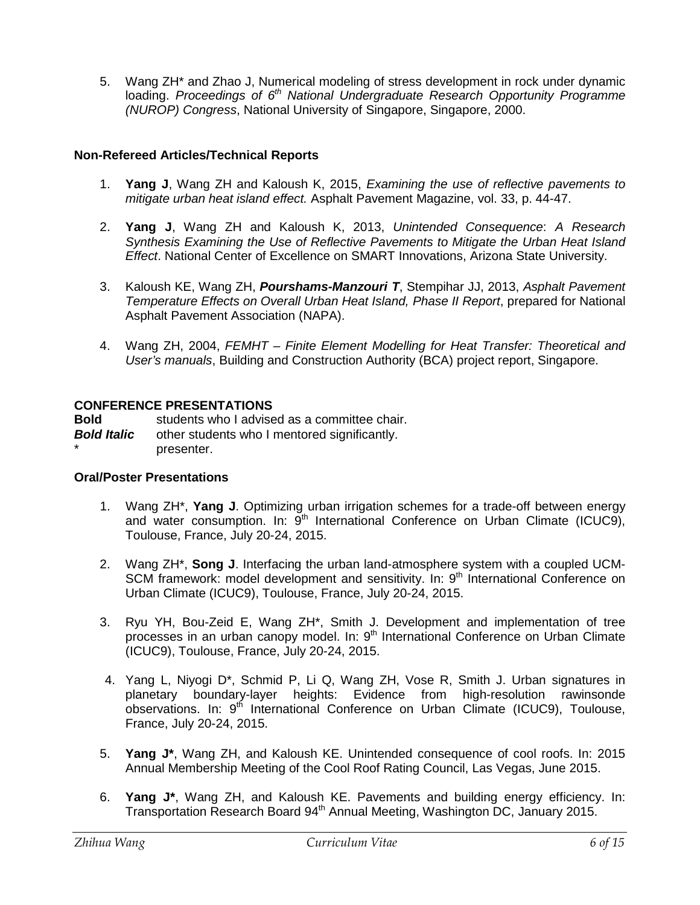5. Wang ZH* and Zhao J, Numerical modeling of stress development in rock under dynamic loading. *Proceedings of 6th National Undergraduate Research Opportunity Programme (NUROP) Congress*, National University of Singapore, Singapore, 2000.

### Non-Refereed Articles/Technical Reports

1. **Yang J**, Wang ZH and Kaloush K, 2015, *Examining the use of reflective pavements to mitigate urban heat island effect.* Asphalt Pavement Magazine, vol. 33, p. 44-47.

2. **Yang J**, Wang ZH and Kaloush K, 2013, *Unintended Consequence*: *A Research Synthesis Examining the Use of Reflective Pavements to Mitigate the Urban Heat Island Effect*. National Center of Excellence on SMART Innovations, Arizona State University.

3. Kaloush KE, Wang ZH, ***Pourshams-Manzouri T***, Stempihar JJ, 2013, *Asphalt Pavement Temperature Effects on Overall Urban Heat Island, Phase II Report*, prepared for National Asphalt Pavement Association (NAPA).

4. Wang ZH, 2004, *FEMHT – Finite Element Modelling for Heat Transfer: Theoretical and User's manuals*, Building and Construction Authority (BCA) project report, Singapore.

## CONFERENCE PRESENTATIONS

**Bold** students who I advised as a committee chair.
***Bold Italic*** other students who I mentored significantly.
\* presenter.

### Oral/Poster Presentations

1. Wang ZH*, **Yang J**. Optimizing urban irrigation schemes for a trade-off between energy and water consumption. In: 9th International Conference on Urban Climate (ICUC9), Toulouse, France, July 20-24, 2015.

2. Wang ZH*, **Song J**. Interfacing the urban land-atmosphere system with a coupled UCM-SCM framework: model development and sensitivity. In: 9th International Conference on Urban Climate (ICUC9), Toulouse, France, July 20-24, 2015.

3. Ryu YH, Bou-Zeid E, Wang ZH*, Smith J. Development and implementation of tree processes in an urban canopy model. In: 9th International Conference on Urban Climate (ICUC9), Toulouse, France, July 20-24, 2015.

4. Yang L, Niyogi D*, Schmid P, Li Q, Wang ZH, Vose R, Smith J. Urban signatures in planetary boundary-layer heights: Evidence from high-resolution rawinsonde observations. In: 9th International Conference on Urban Climate (ICUC9), Toulouse, France, July 20-24, 2015.

5. **Yang J***, Wang ZH, and Kaloush KE. Unintended consequence of cool roofs. In: 2015 Annual Membership Meeting of the Cool Roof Rating Council, Las Vegas, June 2015.

6. **Yang J***, Wang ZH, and Kaloush KE. Pavements and building energy efficiency. In: Transportation Research Board 94th Annual Meeting, Washington DC, January 2015.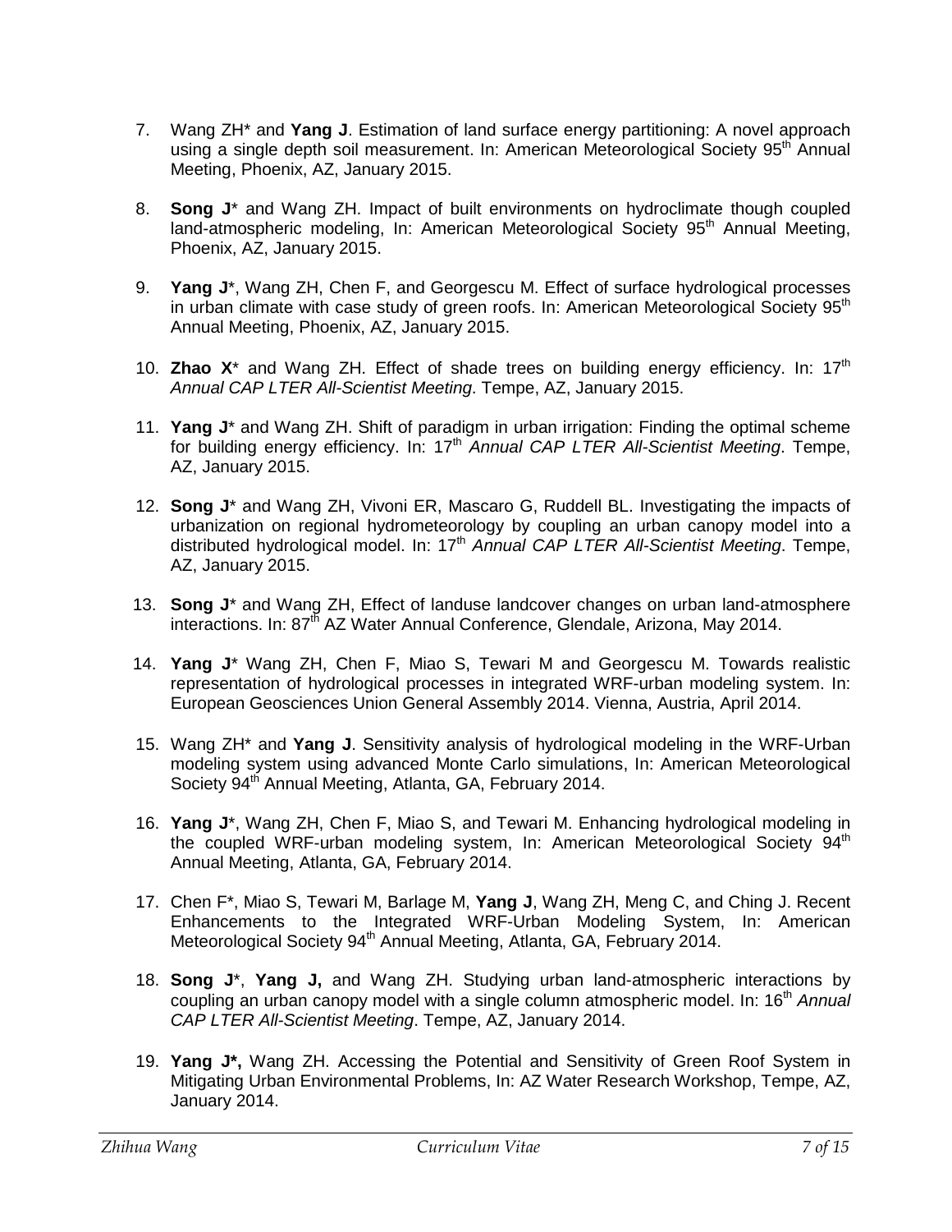7. Wang ZH* and **Yang J**. Estimation of land surface energy partitioning: A novel approach using a single depth soil measurement. In: American Meteorological Society 95th Annual Meeting, Phoenix, AZ, January 2015.

8. **Song J*** and Wang ZH. Impact of built environments on hydroclimate though coupled land-atmospheric modeling, In: American Meteorological Society 95th Annual Meeting, Phoenix, AZ, January 2015.

9. **Yang J***, Wang ZH, Chen F, and Georgescu M. Effect of surface hydrological processes in urban climate with case study of green roofs. In: American Meteorological Society 95th Annual Meeting, Phoenix, AZ, January 2015.

10. **Zhao X*** and Wang ZH. Effect of shade trees on building energy efficiency. In: 17th *Annual CAP LTER All-Scientist Meeting*. Tempe, AZ, January 2015.

11. **Yang J*** and Wang ZH. Shift of paradigm in urban irrigation: Finding the optimal scheme for building energy efficiency. In: 17th *Annual CAP LTER All-Scientist Meeting*. Tempe, AZ, January 2015.

12. **Song J*** and Wang ZH, Vivoni ER, Mascaro G, Ruddell BL. Investigating the impacts of urbanization on regional hydrometeorology by coupling an urban canopy model into a distributed hydrological model. In: 17th *Annual CAP LTER All-Scientist Meeting*. Tempe, AZ, January 2015.

13. **Song J*** and Wang ZH, Effect of landuse landcover changes on urban land-atmosphere interactions. In: 87th AZ Water Annual Conference, Glendale, Arizona, May 2014.

14. **Yang J*** Wang ZH, Chen F, Miao S, Tewari M and Georgescu M. Towards realistic representation of hydrological processes in integrated WRF-urban modeling system. In: European Geosciences Union General Assembly 2014. Vienna, Austria, April 2014.

15. Wang ZH* and **Yang J**. Sensitivity analysis of hydrological modeling in the WRF-Urban modeling system using advanced Monte Carlo simulations, In: American Meteorological Society 94th Annual Meeting, Atlanta, GA, February 2014.

16. **Yang J***, Wang ZH, Chen F, Miao S, and Tewari M. Enhancing hydrological modeling in the coupled WRF-urban modeling system, In: American Meteorological Society 94th Annual Meeting, Atlanta, GA, February 2014.

17. Chen F*, Miao S, Tewari M, Barlage M, **Yang J**, Wang ZH, Meng C, and Ching J. Recent Enhancements to the Integrated WRF-Urban Modeling System, In: American Meteorological Society 94th Annual Meeting, Atlanta, GA, February 2014.

18. **Song J***, **Yang J,** and Wang ZH. Studying urban land-atmospheric interactions by coupling an urban canopy model with a single column atmospheric model. In: 16th *Annual CAP LTER All-Scientist Meeting*. Tempe, AZ, January 2014.

19. **Yang J*,** Wang ZH. Accessing the Potential and Sensitivity of Green Roof System in Mitigating Urban Environmental Problems, In: AZ Water Research Workshop, Tempe, AZ, January 2014.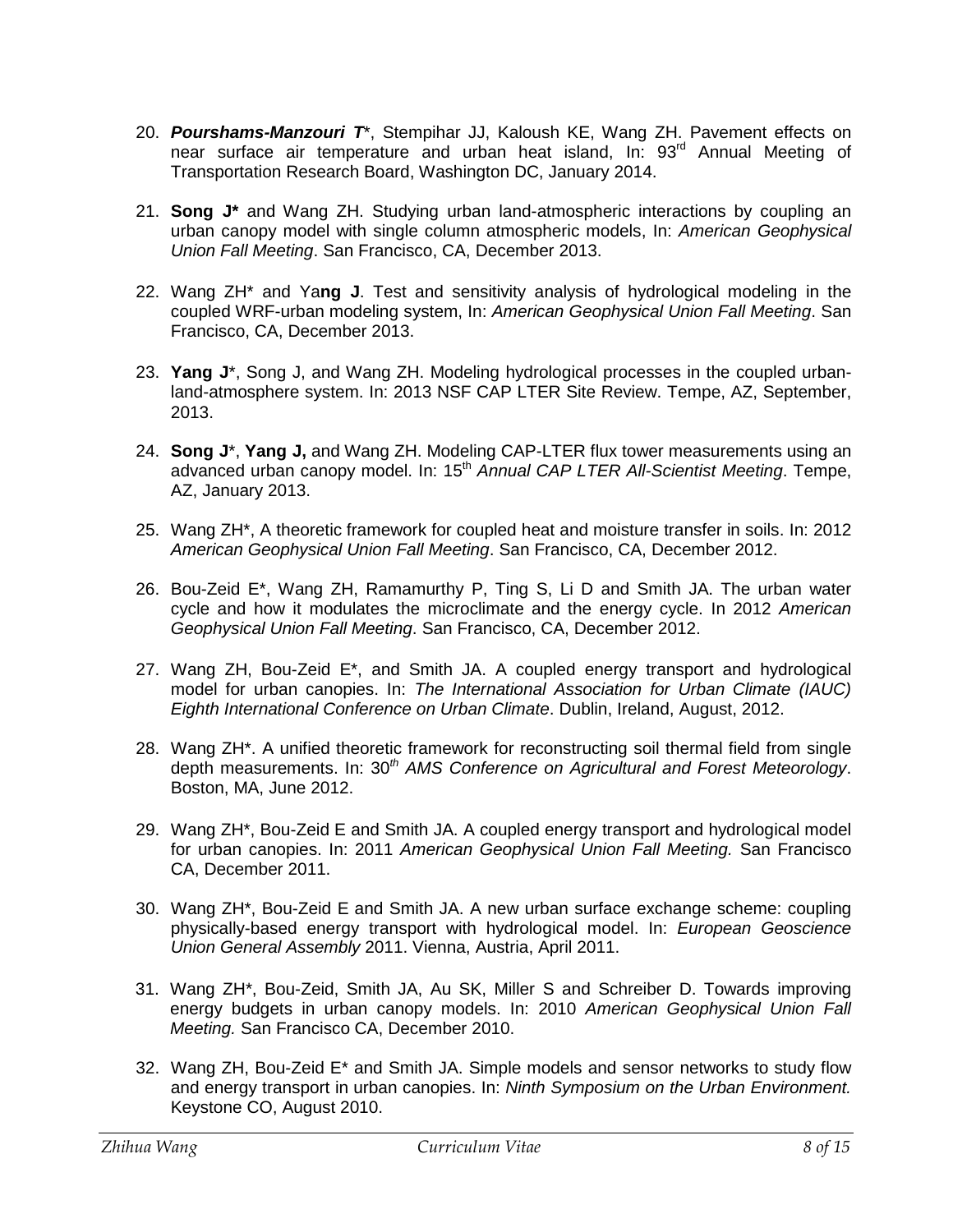20. ***Pourshams-Manzouri T****, Stempihar JJ, Kaloush KE, Wang ZH. Pavement effects on near surface air temperature and urban heat island, In: 93rd Annual Meeting of Transportation Research Board, Washington DC, January 2014.

21. **Song J*** and Wang ZH. Studying urban land-atmospheric interactions by coupling an urban canopy model with single column atmospheric models, In: *American Geophysical Union Fall Meeting*. San Francisco, CA, December 2013.

22. Wang ZH* and Ya**ng J**. Test and sensitivity analysis of hydrological modeling in the coupled WRF-urban modeling system, In: *American Geophysical Union Fall Meeting*. San Francisco, CA, December 2013.

23. **Yang J***, Song J, and Wang ZH. Modeling hydrological processes in the coupled urban-land-atmosphere system. In: 2013 NSF CAP LTER Site Review. Tempe, AZ, September, 2013.

24. **Song J***, **Yang J,** and Wang ZH. Modeling CAP-LTER flux tower measurements using an advanced urban canopy model. In: 15th *Annual CAP LTER All-Scientist Meeting*. Tempe, AZ, January 2013.

25. Wang ZH*, A theoretic framework for coupled heat and moisture transfer in soils. In: 2012 *American Geophysical Union Fall Meeting*. San Francisco, CA, December 2012.

26. Bou-Zeid E*, Wang ZH, Ramamurthy P, Ting S, Li D and Smith JA. The urban water cycle and how it modulates the microclimate and the energy cycle. In 2012 *American Geophysical Union Fall Meeting*. San Francisco, CA, December 2012.

27. Wang ZH, Bou-Zeid E*, and Smith JA. A coupled energy transport and hydrological model for urban canopies. In: *The International Association for Urban Climate (IAUC) Eighth International Conference on Urban Climate*. Dublin, Ireland, August, 2012.

28. Wang ZH*. A unified theoretic framework for reconstructing soil thermal field from single depth measurements. In: 30*th AMS Conference on Agricultural and Forest Meteorology*. Boston, MA, June 2012.

29. Wang ZH*, Bou-Zeid E and Smith JA. A coupled energy transport and hydrological model for urban canopies. In: 2011 *American Geophysical Union Fall Meeting.* San Francisco CA, December 2011.

30. Wang ZH*, Bou-Zeid E and Smith JA. A new urban surface exchange scheme: coupling physically-based energy transport with hydrological model. In: *European Geoscience Union General Assembly* 2011. Vienna, Austria, April 2011.

31. Wang ZH*, Bou-Zeid, Smith JA, Au SK, Miller S and Schreiber D. Towards improving energy budgets in urban canopy models. In: 2010 *American Geophysical Union Fall Meeting.* San Francisco CA, December 2010.

32. Wang ZH, Bou-Zeid E* and Smith JA. Simple models and sensor networks to study flow and energy transport in urban canopies. In: *Ninth Symposium on the Urban Environment.* Keystone CO, August 2010.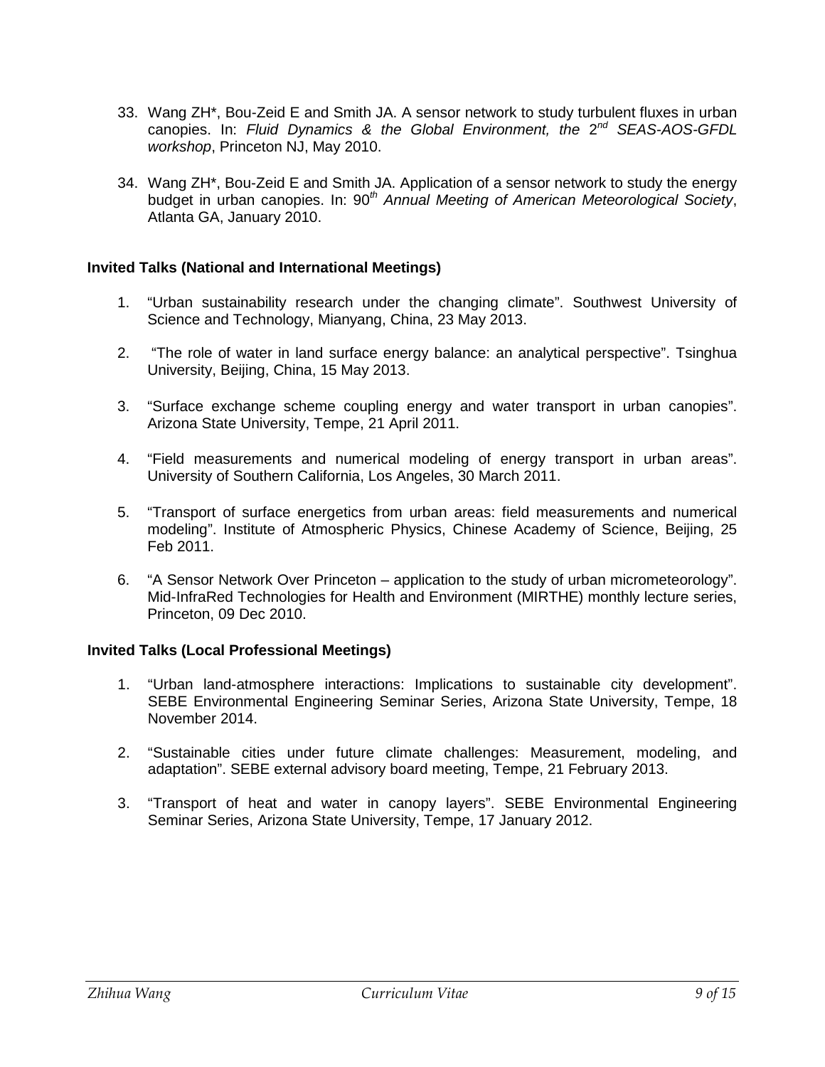33. Wang ZH*, Bou-Zeid E and Smith JA. A sensor network to study turbulent fluxes in urban canopies. In: *Fluid Dynamics & the Global Environment, the* 2[nd] *SEAS-AOS-GFDL workshop*, Princeton NJ, May 2010.

34. Wang ZH*, Bou-Zeid E and Smith JA. Application of a sensor network to study the energy budget in urban canopies. In: 90[th] *Annual Meeting of American Meteorological Society*, Atlanta GA, January 2010.

**Invited Talks (National and International Meetings)**

1. "Urban sustainability research under the changing climate". Southwest University of Science and Technology, Mianyang, China, 23 May 2013.

2. "The role of water in land surface energy balance: an analytical perspective". Tsinghua University, Beijing, China, 15 May 2013.

3. "Surface exchange scheme coupling energy and water transport in urban canopies". Arizona State University, Tempe, 21 April 2011.

4. "Field measurements and numerical modeling of energy transport in urban areas". University of Southern California, Los Angeles, 30 March 2011.

5. "Transport of surface energetics from urban areas: field measurements and numerical modeling". Institute of Atmospheric Physics, Chinese Academy of Science, Beijing, 25 Feb 2011.

6. "A Sensor Network Over Princeton – application to the study of urban micrometeorology". Mid-InfraRed Technologies for Health and Environment (MIRTHE) monthly lecture series, Princeton, 09 Dec 2010.

**Invited Talks (Local Professional Meetings)**

1. "Urban land-atmosphere interactions: Implications to sustainable city development". SEBE Environmental Engineering Seminar Series, Arizona State University, Tempe, 18 November 2014.

2. "Sustainable cities under future climate challenges: Measurement, modeling, and adaptation". SEBE external advisory board meeting, Tempe, 21 February 2013.

3. "Transport of heat and water in canopy layers". SEBE Environmental Engineering Seminar Series, Arizona State University, Tempe, 17 January 2012.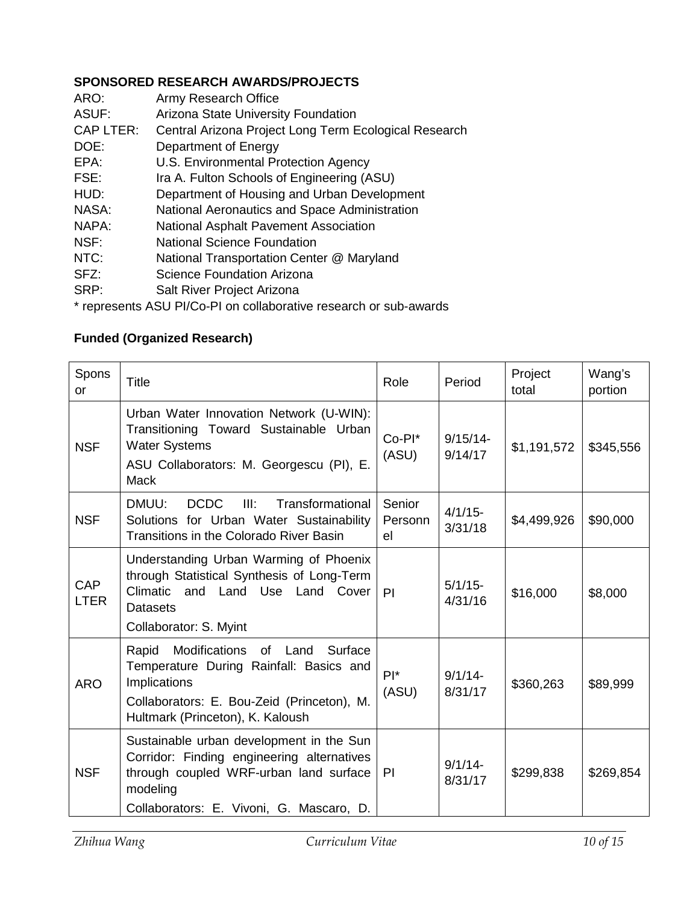## SPONSORED RESEARCH AWARDS/PROJECTS

ARO: Army Research Office
ASUF: Arizona State University Foundation
CAP LTER: Central Arizona Project Long Term Ecological Research
DOE: Department of Energy
EPA: U.S. Environmental Protection Agency
FSE: Ira A. Fulton Schools of Engineering (ASU)
HUD: Department of Housing and Urban Development
NASA: National Aeronautics and Space Administration
NAPA: National Asphalt Pavement Association
NSF: National Science Foundation
NTC: National Transportation Center @ Maryland
SFZ: Science Foundation Arizona
SRP: Salt River Project Arizona
* represents ASU PI/Co-PI on collaborative research or sub-awards

### Funded (Organized Research)

| Sponsor | Title | Role | Period | Project total | Wang's portion |
|---|---|---|---|---|---|
| NSF | Urban Water Innovation Network (U-WIN): Transitioning Toward Sustainable Urban Water Systems<br>ASU Collaborators: M. Georgescu (PI), E. Mack | Co-PI* (ASU) | 9/15/14-9/14/17 | $1,191,572 | $345,556 |
| NSF | DMUU: DCDC III: Transformational Solutions for Urban Water Sustainability Transitions in the Colorado River Basin | Senior Personnel | 4/1/15-3/31/18 | $4,499,926 | $90,000 |
| CAP LTER | Understanding Urban Warming of Phoenix through Statistical Synthesis of Long-Term Climatic and Land Use Land Cover Datasets<br>Collaborator: S. Myint | PI | 5/1/15-4/31/16 | $16,000 | $8,000 |
| ARO | Rapid Modifications of Land Surface Temperature During Rainfall: Basics and Implications<br>Collaborators: E. Bou-Zeid (Princeton), M. Hultmark (Princeton), K. Kaloush | PI* (ASU) | 9/1/14-8/31/17 | $360,263 | $89,999 |
| NSF | Sustainable urban development in the Sun Corridor: Finding engineering alternatives through coupled WRF-urban land surface modeling<br>Collaborators: E. Vivoni, G. Mascaro, D. | PI | 9/1/14-8/31/17 | $299,838 | $269,854 |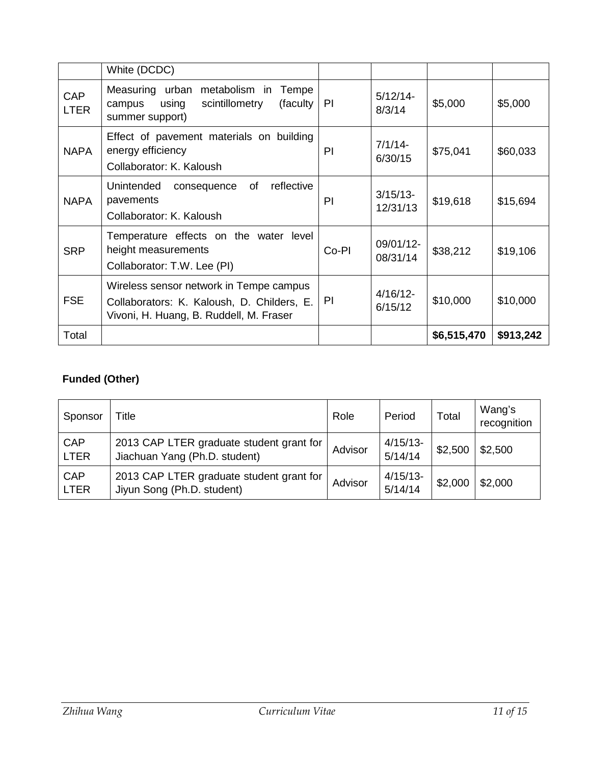| | | | | | |
|---|---|---|---|---|---|
| | White (DCDC) | | | | |
| CAP LTER | Measuring urban metabolism in Tempe campus using scintillometry (faculty summer support) | PI | 5/12/14-8/3/14 | $5,000 | $5,000 |
| NAPA | Effect of pavement materials on building energy efficiency<br>Collaborator: K. Kaloush | PI | 7/1/14-6/30/15 | $75,041 | $60,033 |
| NAPA | Unintended consequence of reflective pavements<br>Collaborator: K. Kaloush | PI | 3/15/13-12/31/13 | $19,618 | $15,694 |
| SRP | Temperature effects on the water level height measurements<br>Collaborator: T.W. Lee (PI) | Co-PI | 09/01/12-08/31/14 | $38,212 | $19,106 |
| FSE | Wireless sensor network in Tempe campus<br>Collaborators: K. Kaloush, D. Childers, E. Vivoni, H. Huang, B. Ruddell, M. Fraser | PI | 4/16/12-6/15/12 | $10,000 | $10,000 |
| Total | | | | **$6,515,470** | **$913,242** |

**Funded (Other)**

| Sponsor | Title | Role | Period | Total | Wang's recognition |
|---|---|---|---|---|---|
| CAP LTER | 2013 CAP LTER graduate student grant for Jiachuan Yang (Ph.D. student) | Advisor | 4/15/13-5/14/14 | $2,500 | $2,500 |
| CAP LTER | 2013 CAP LTER graduate student grant for Jiyun Song (Ph.D. student) | Advisor | 4/15/13-5/14/14 | $2,000 | $2,000 |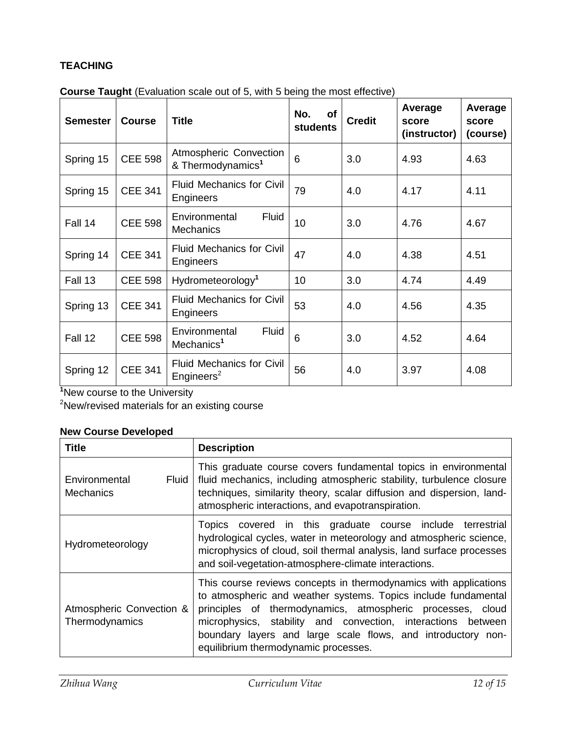**TEACHING**

**Course Taught** (Evaluation scale out of 5, with 5 being the most effective)

| Semester | Course | Title | No. of students | Credit | Average score (instructor) | Average score (course) |
|---|---|---|---|---|---|---|
| Spring 15 | CEE 598 | Atmospheric Convection & Thermodynamics[1] | 6 | 3.0 | 4.93 | 4.63 |
| Spring 15 | CEE 341 | Fluid Mechanics for Civil Engineers | 79 | 4.0 | 4.17 | 4.11 |
| Fall 14 | CEE 598 | Environmental Fluid Mechanics | 10 | 3.0 | 4.76 | 4.67 |
| Spring 14 | CEE 341 | Fluid Mechanics for Civil Engineers | 47 | 4.0 | 4.38 | 4.51 |
| Fall 13 | CEE 598 | Hydrometeorology[1] | 10 | 3.0 | 4.74 | 4.49 |
| Spring 13 | CEE 341 | Fluid Mechanics for Civil Engineers | 53 | 4.0 | 4.56 | 4.35 |
| Fall 12 | CEE 598 | Environmental Fluid Mechanics[1] | 6 | 3.0 | 4.52 | 4.64 |
| Spring 12 | CEE 341 | Fluid Mechanics for Civil Engineers[2] | 56 | 4.0 | 3.97 | 4.08 |

[1]New course to the University

[2]New/revised materials for an existing course

**New Course Developed**

| Title | Description |
|---|---|
| Environmental Fluid Mechanics | This graduate course covers fundamental topics in environmental fluid mechanics, including atmospheric stability, turbulence closure techniques, similarity theory, scalar diffusion and dispersion, land-atmospheric interactions, and evapotranspiration. |
| Hydrometeorology | Topics covered in this graduate course include terrestrial hydrological cycles, water in meteorology and atmospheric science, microphysics of cloud, soil thermal analysis, land surface processes and soil-vegetation-atmosphere-climate interactions. |
| Atmospheric Convection & Thermodynamics | This course reviews concepts in thermodynamics with applications to atmospheric and weather systems. Topics include fundamental principles of thermodynamics, atmospheric processes, cloud microphysics, stability and convection, interactions between boundary layers and large scale flows, and introductory non-equilibrium thermodynamic processes. |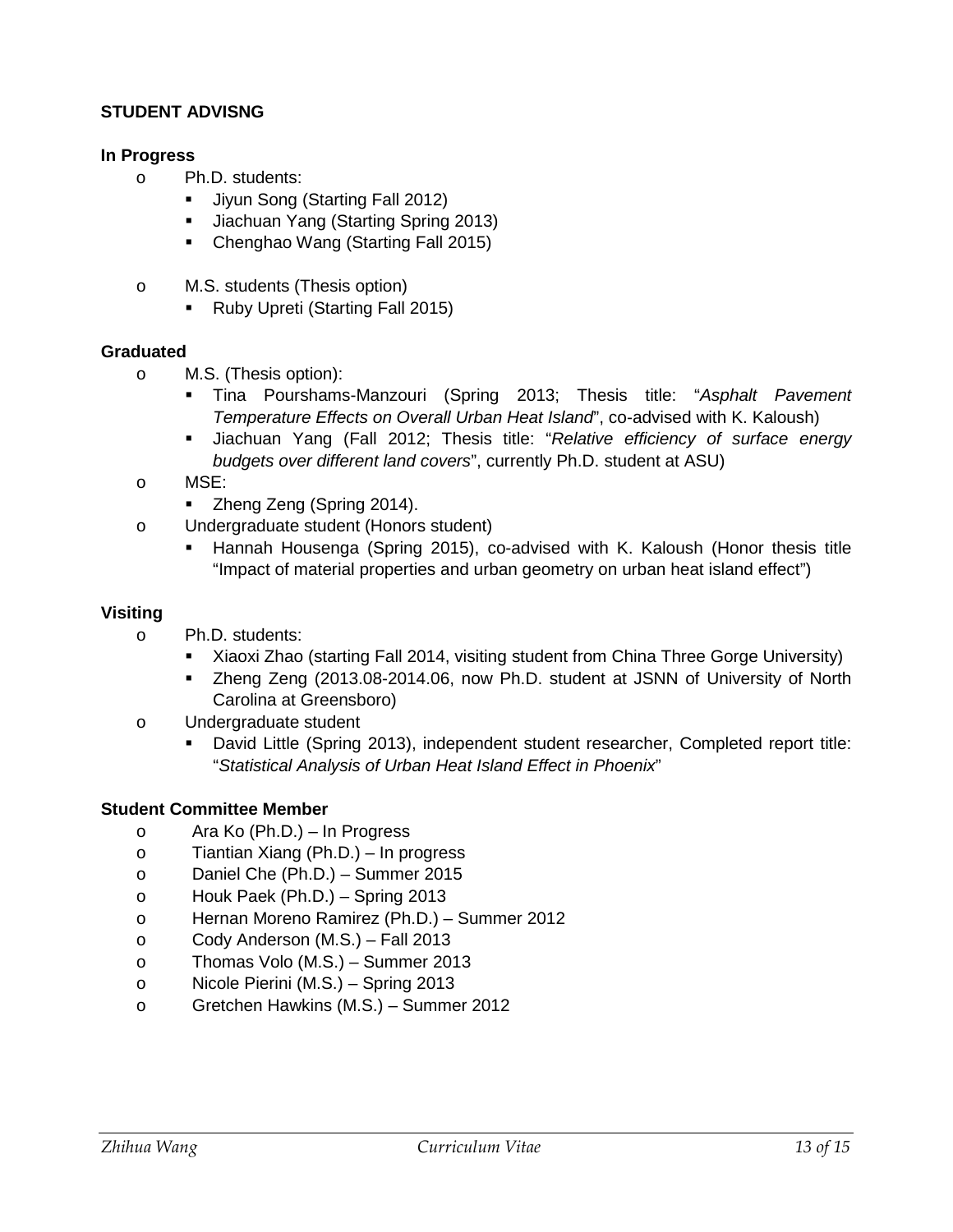**STUDENT ADVISNG**

**In Progress**

- Ph.D. students:
  - Jiyun Song (Starting Fall 2012)
  - Jiachuan Yang (Starting Spring 2013)
  - Chenghao Wang (Starting Fall 2015)
- M.S. students (Thesis option)
  - Ruby Upreti (Starting Fall 2015)

**Graduated**

- M.S. (Thesis option):
  - Tina Pourshams-Manzouri (Spring 2013; Thesis title: "*Asphalt Pavement Temperature Effects on Overall Urban Heat Island*", co-advised with K. Kaloush)
  - Jiachuan Yang (Fall 2012; Thesis title: "*Relative efficiency of surface energy budgets over different land covers*", currently Ph.D. student at ASU)
- MSE:
  - Zheng Zeng (Spring 2014).
- Undergraduate student (Honors student)
  - Hannah Housenga (Spring 2015), co-advised with K. Kaloush (Honor thesis title "Impact of material properties and urban geometry on urban heat island effect")

**Visiting**

- Ph.D. students:
  - Xiaoxi Zhao (starting Fall 2014, visiting student from China Three Gorge University)
  - Zheng Zeng (2013.08-2014.06, now Ph.D. student at JSNN of University of North Carolina at Greensboro)
- Undergraduate student
  - David Little (Spring 2013), independent student researcher, Completed report title: "*Statistical Analysis of Urban Heat Island Effect in Phoenix*"

**Student Committee Member**

- Ara Ko (Ph.D.) – In Progress
- Tiantian Xiang (Ph.D.) – In progress
- Daniel Che (Ph.D.) – Summer 2015
- Houk Paek (Ph.D.) – Spring 2013
- Hernan Moreno Ramirez (Ph.D.) – Summer 2012
- Cody Anderson (M.S.) – Fall 2013
- Thomas Volo (M.S.) – Summer 2013
- Nicole Pierini (M.S.) – Spring 2013
- Gretchen Hawkins (M.S.) – Summer 2012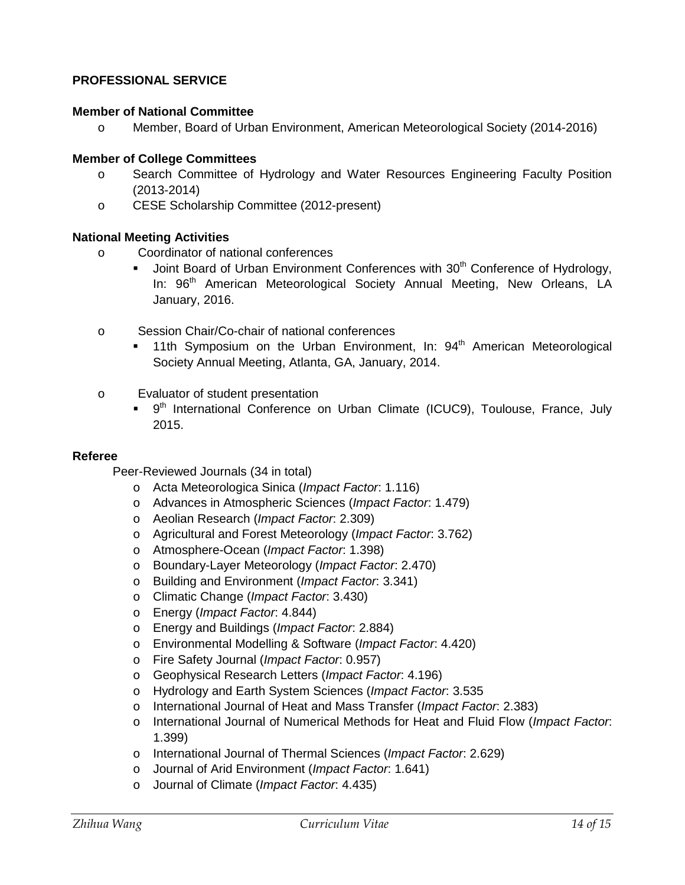## PROFESSIONAL SERVICE

### Member of National Committee

- Member, Board of Urban Environment, American Meteorological Society (2014-2016)

### Member of College Committees

- Search Committee of Hydrology and Water Resources Engineering Faculty Position (2013-2014)
- CESE Scholarship Committee (2012-present)

### National Meeting Activities

- Coordinator of national conferences
  - Joint Board of Urban Environment Conferences with 30th Conference of Hydrology, In: 96th American Meteorological Society Annual Meeting, New Orleans, LA January, 2016.

- Session Chair/Co-chair of national conferences
  - 11th Symposium on the Urban Environment, In: 94th American Meteorological Society Annual Meeting, Atlanta, GA, January, 2014.

- Evaluator of student presentation
  - 9th International Conference on Urban Climate (ICUC9), Toulouse, France, July 2015.

### Referee

Peer-Reviewed Journals (34 in total)

- Acta Meteorologica Sinica (*Impact Factor*: 1.116)
- Advances in Atmospheric Sciences (*Impact Factor*: 1.479)
- Aeolian Research (*Impact Factor*: 2.309)
- Agricultural and Forest Meteorology (*Impact Factor*: 3.762)
- Atmosphere-Ocean (*Impact Factor*: 1.398)
- Boundary-Layer Meteorology (*Impact Factor*: 2.470)
- Building and Environment (*Impact Factor*: 3.341)
- Climatic Change (*Impact Factor*: 3.430)
- Energy (*Impact Factor*: 4.844)
- Energy and Buildings (*Impact Factor*: 2.884)
- Environmental Modelling & Software (*Impact Factor*: 4.420)
- Fire Safety Journal (*Impact Factor*: 0.957)
- Geophysical Research Letters (*Impact Factor*: 4.196)
- Hydrology and Earth System Sciences (*Impact Factor*: 3.535
- International Journal of Heat and Mass Transfer (*Impact Factor*: 2.383)
- International Journal of Numerical Methods for Heat and Fluid Flow (*Impact Factor*: 1.399)
- International Journal of Thermal Sciences (*Impact Factor*: 2.629)
- Journal of Arid Environment (*Impact Factor*: 1.641)
- Journal of Climate (*Impact Factor*: 4.435)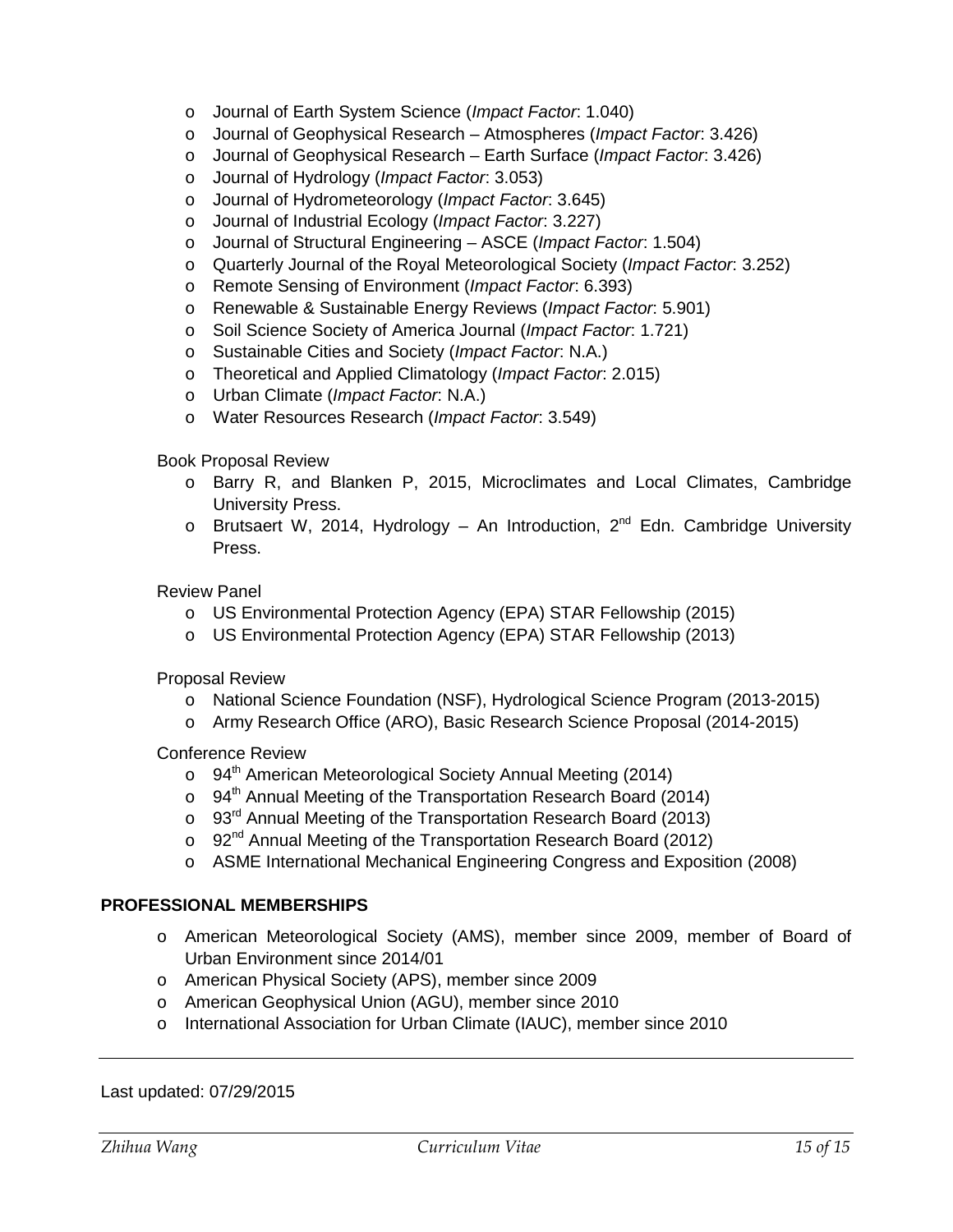- Journal of Earth System Science (*Impact Factor*: 1.040)
- Journal of Geophysical Research – Atmospheres (*Impact Factor*: 3.426)
- Journal of Geophysical Research – Earth Surface (*Impact Factor*: 3.426)
- Journal of Hydrology (*Impact Factor*: 3.053)
- Journal of Hydrometeorology (*Impact Factor*: 3.645)
- Journal of Industrial Ecology (*Impact Factor*: 3.227)
- Journal of Structural Engineering – ASCE (*Impact Factor*: 1.504)
- Quarterly Journal of the Royal Meteorological Society (*Impact Factor*: 3.252)
- Remote Sensing of Environment (*Impact Factor*: 6.393)
- Renewable & Sustainable Energy Reviews (*Impact Factor*: 5.901)
- Soil Science Society of America Journal (*Impact Factor*: 1.721)
- Sustainable Cities and Society (*Impact Factor*: N.A.)
- Theoretical and Applied Climatology (*Impact Factor*: 2.015)
- Urban Climate (*Impact Factor*: N.A.)
- Water Resources Research (*Impact Factor*: 3.549)

Book Proposal Review

- Barry R, and Blanken P, 2015, Microclimates and Local Climates, Cambridge University Press.
- Brutsaert W, 2014, Hydrology – An Introduction, 2nd Edn. Cambridge University Press.

Review Panel

- US Environmental Protection Agency (EPA) STAR Fellowship (2015)
- US Environmental Protection Agency (EPA) STAR Fellowship (2013)

Proposal Review

- National Science Foundation (NSF), Hydrological Science Program (2013-2015)
- Army Research Office (ARO), Basic Research Science Proposal (2014-2015)

Conference Review

- 94th American Meteorological Society Annual Meeting (2014)
- 94th Annual Meeting of the Transportation Research Board (2014)
- 93rd Annual Meeting of the Transportation Research Board (2013)
- 92nd Annual Meeting of the Transportation Research Board (2012)
- ASME International Mechanical Engineering Congress and Exposition (2008)

## PROFESSIONAL MEMBERSHIPS

- American Meteorological Society (AMS), member since 2009, member of Board of Urban Environment since 2014/01
- American Physical Society (APS), member since 2009
- American Geophysical Union (AGU), member since 2010
- International Association for Urban Climate (IAUC), member since 2010

---

Last updated: 07/29/2015